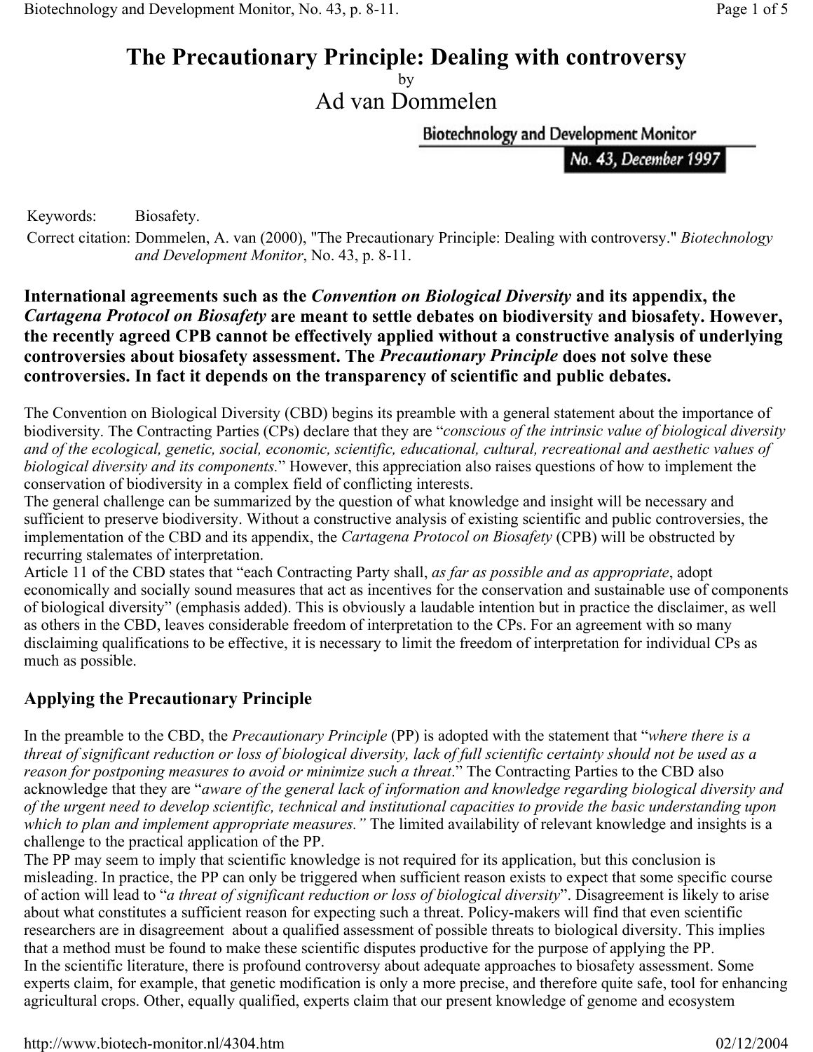# The Precautionary Principle: Dealing with controversy

by

Ad van Dommelen

Biotechnology and Development Monitor

No. 43, December 1997

Keywords: Biosafety.

Correct citation: Dommelen, A. van (2000), "The Precautionary Principle: Dealing with controversy." *Biotechnology and Development Monitor*, No. 43, p. 8-11.

**International agreements such as the *Convention on Biological Diversity* and its appendix, the *Cartagena Protocol on Biosafety* are meant to settle debates on biodiversity and biosafety. However, the recently agreed CPB cannot be effectively applied without a constructive analysis of underlying controversies about biosafety assessment. The *Precautionary Principle* does not solve these controversies. In fact it depends on the transparency of scientific and public debates.**

The Convention on Biological Diversity (CBD) begins its preamble with a general statement about the importance of biodiversity. The Contracting Parties (CPs) declare that they are "*conscious of the intrinsic value of biological diversity and of the ecological, genetic, social, economic, scientific, educational, cultural, recreational and aesthetic values of biological diversity and its components.*" However, this appreciation also raises questions of how to implement the conservation of biodiversity in a complex field of conflicting interests.

The general challenge can be summarized by the question of what knowledge and insight will be necessary and sufficient to preserve biodiversity. Without a constructive analysis of existing scientific and public controversies, the implementation of the CBD and its appendix, the *Cartagena Protocol on Biosafety* (CPB) will be obstructed by recurring stalemates of interpretation.

Article 11 of the CBD states that "each Contracting Party shall, *as far as possible and as appropriate*, adopt economically and socially sound measures that act as incentives for the conservation and sustainable use of components of biological diversity" (emphasis added). This is obviously a laudable intention but in practice the disclaimer, as well as others in the CBD, leaves considerable freedom of interpretation to the CPs. For an agreement with so many disclaiming qualifications to be effective, it is necessary to limit the freedom of interpretation for individual CPs as much as possible.

## Applying the Precautionary Principle

In the preamble to the CBD, the *Precautionary Principle* (PP) is adopted with the statement that "*where there is a threat of significant reduction or loss of biological diversity, lack of full scientific certainty should not be used as a reason for postponing measures to avoid or minimize such a threat*." The Contracting Parties to the CBD also acknowledge that they are "*aware of the general lack of information and knowledge regarding biological diversity and of the urgent need to develop scientific, technical and institutional capacities to provide the basic understanding upon which to plan and implement appropriate measures."* The limited availability of relevant knowledge and insights is a challenge to the practical application of the PP.

The PP may seem to imply that scientific knowledge is not required for its application, but this conclusion is misleading. In practice, the PP can only be triggered when sufficient reason exists to expect that some specific course of action will lead to "*a threat of significant reduction or loss of biological diversity*". Disagreement is likely to arise about what constitutes a sufficient reason for expecting such a threat. Policy-makers will find that even scientific researchers are in disagreement about a qualified assessment of possible threats to biological diversity. This implies that a method must be found to make these scientific disputes productive for the purpose of applying the PP.

In the scientific literature, there is profound controversy about adequate approaches to biosafety assessment. Some experts claim, for example, that genetic modification is only a more precise, and therefore quite safe, tool for enhancing agricultural crops. Other, equally qualified, experts claim that our present knowledge of genome and ecosystem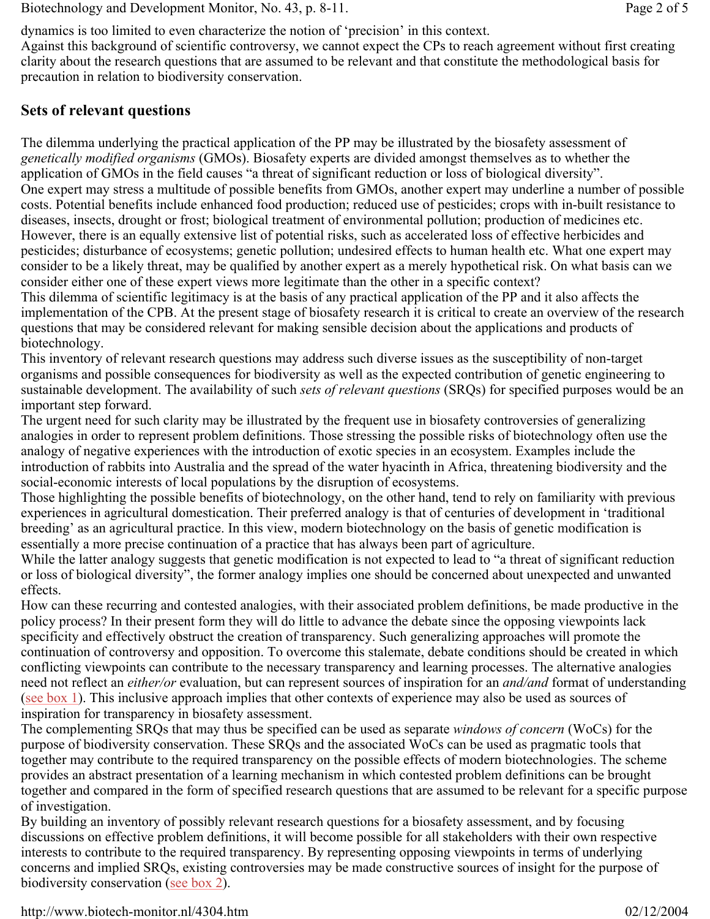dynamics is too limited to even characterize the notion of 'precision' in this context.
Against this background of scientific controversy, we cannot expect the CPs to reach agreement without first creating clarity about the research questions that are assumed to be relevant and that constitute the methodological basis for precaution in relation to biodiversity conservation.

## Sets of relevant questions

The dilemma underlying the practical application of the PP may be illustrated by the biosafety assessment of *genetically modified organisms* (GMOs). Biosafety experts are divided amongst themselves as to whether the application of GMOs in the field causes "a threat of significant reduction or loss of biological diversity".
One expert may stress a multitude of possible benefits from GMOs, another expert may underline a number of possible costs. Potential benefits include enhanced food production; reduced use of pesticides; crops with in-built resistance to diseases, insects, drought or frost; biological treatment of environmental pollution; production of medicines etc. However, there is an equally extensive list of potential risks, such as accelerated loss of effective herbicides and pesticides; disturbance of ecosystems; genetic pollution; undesired effects to human health etc. What one expert may consider to be a likely threat, may be qualified by another expert as a merely hypothetical risk. On what basis can we consider either one of these expert views more legitimate than the other in a specific context?
This dilemma of scientific legitimacy is at the basis of any practical application of the PP and it also affects the implementation of the CPB. At the present stage of biosafety research it is critical to create an overview of the research questions that may be considered relevant for making sensible decision about the applications and products of biotechnology.
This inventory of relevant research questions may address such diverse issues as the susceptibility of non-target organisms and possible consequences for biodiversity as well as the expected contribution of genetic engineering to sustainable development. The availability of such *sets of relevant questions* (SRQs) for specified purposes would be an important step forward.
The urgent need for such clarity may be illustrated by the frequent use in biosafety controversies of generalizing analogies in order to represent problem definitions. Those stressing the possible risks of biotechnology often use the analogy of negative experiences with the introduction of exotic species in an ecosystem. Examples include the introduction of rabbits into Australia and the spread of the water hyacinth in Africa, threatening biodiversity and the social-economic interests of local populations by the disruption of ecosystems.
Those highlighting the possible benefits of biotechnology, on the other hand, tend to rely on familiarity with previous experiences in agricultural domestication. Their preferred analogy is that of centuries of development in 'traditional breeding' as an agricultural practice. In this view, modern biotechnology on the basis of genetic modification is essentially a more precise continuation of a practice that has always been part of agriculture.
While the latter analogy suggests that genetic modification is not expected to lead to "a threat of significant reduction or loss of biological diversity", the former analogy implies one should be concerned about unexpected and unwanted effects.
How can these recurring and contested analogies, with their associated problem definitions, be made productive in the policy process? In their present form they will do little to advance the debate since the opposing viewpoints lack specificity and effectively obstruct the creation of transparency. Such generalizing approaches will promote the continuation of controversy and opposition. To overcome this stalemate, debate conditions should be created in which conflicting viewpoints can contribute to the necessary transparency and learning processes. The alternative analogies need not reflect an *either/or* evaluation, but can represent sources of inspiration for an *and/and* format of understanding (see box 1). This inclusive approach implies that other contexts of experience may also be used as sources of inspiration for transparency in biosafety assessment.
The complementing SRQs that may thus be specified can be used as separate *windows of concern* (WoCs) for the purpose of biodiversity conservation. These SRQs and the associated WoCs can be used as pragmatic tools that together may contribute to the required transparency on the possible effects of modern biotechnologies. The scheme provides an abstract presentation of a learning mechanism in which contested problem definitions can be brought together and compared in the form of specified research questions that are assumed to be relevant for a specific purpose of investigation.
By building an inventory of possibly relevant research questions for a biosafety assessment, and by focusing discussions on effective problem definitions, it will become possible for all stakeholders with their own respective interests to contribute to the required transparency. By representing opposing viewpoints in terms of underlying concerns and implied SRQs, existing controversies may be made constructive sources of insight for the purpose of biodiversity conservation (see box 2).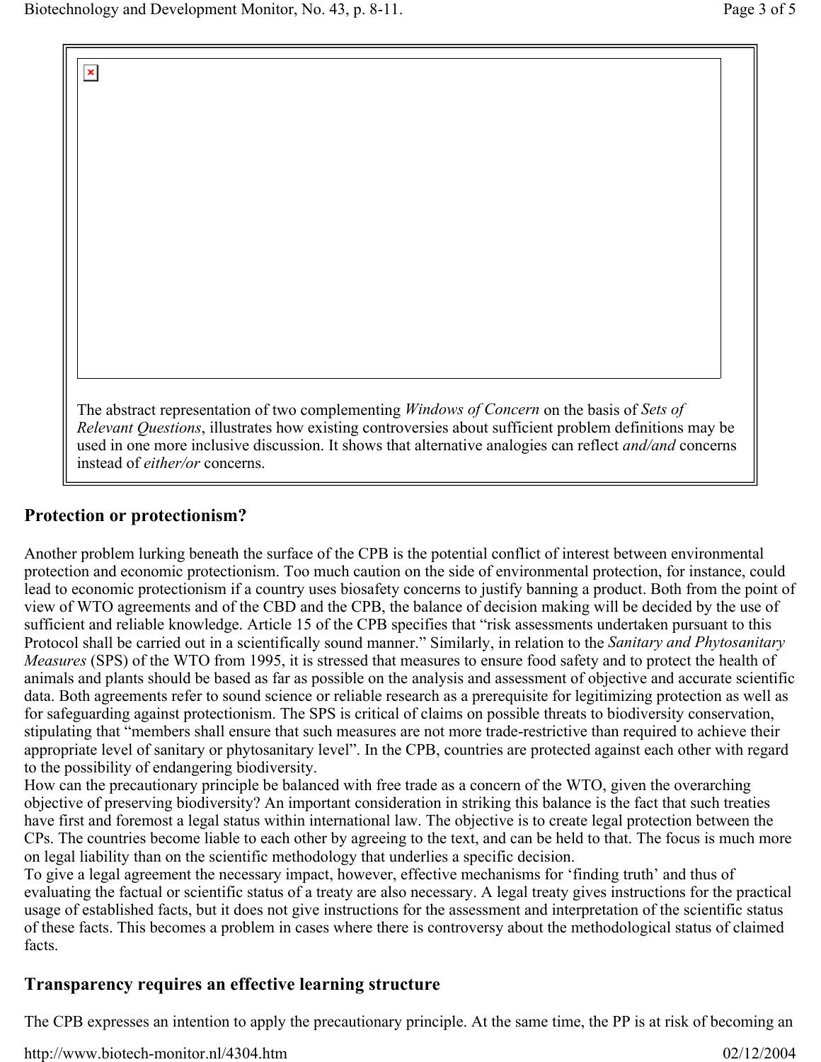The abstract representation of two complementing *Windows of Concern* on the basis of *Sets of Relevant Questions*, illustrates how existing controversies about sufficient problem definitions may be used in one more inclusive discussion. It shows that alternative analogies can reflect *and/and* concerns instead of *either/or* concerns.

## Protection or protectionism?

Another problem lurking beneath the surface of the CPB is the potential conflict of interest between environmental protection and economic protectionism. Too much caution on the side of environmental protection, for instance, could lead to economic protectionism if a country uses biosafety concerns to justify banning a product. Both from the point of view of WTO agreements and of the CBD and the CPB, the balance of decision making will be decided by the use of sufficient and reliable knowledge. Article 15 of the CPB specifies that "risk assessments undertaken pursuant to this Protocol shall be carried out in a scientifically sound manner." Similarly, in relation to the *Sanitary and Phytosanitary Measures* (SPS) of the WTO from 1995, it is stressed that measures to ensure food safety and to protect the health of animals and plants should be based as far as possible on the analysis and assessment of objective and accurate scientific data. Both agreements refer to sound science or reliable research as a prerequisite for legitimizing protection as well as for safeguarding against protectionism. The SPS is critical of claims on possible threats to biodiversity conservation, stipulating that "members shall ensure that such measures are not more trade-restrictive than required to achieve their appropriate level of sanitary or phytosanitary level". In the CPB, countries are protected against each other with regard to the possibility of endangering biodiversity.

How can the precautionary principle be balanced with free trade as a concern of the WTO, given the overarching objective of preserving biodiversity? An important consideration in striking this balance is the fact that such treaties have first and foremost a legal status within international law. The objective is to create legal protection between the CPs. The countries become liable to each other by agreeing to the text, and can be held to that. The focus is much more on legal liability than on the scientific methodology that underlies a specific decision.

To give a legal agreement the necessary impact, however, effective mechanisms for 'finding truth' and thus of evaluating the factual or scientific status of a treaty are also necessary. A legal treaty gives instructions for the practical usage of established facts, but it does not give instructions for the assessment and interpretation of the scientific status of these facts. This becomes a problem in cases where there is controversy about the methodological status of claimed facts.

## Transparency requires an effective learning structure

The CPB expresses an intention to apply the precautionary principle. At the same time, the PP is at risk of becoming an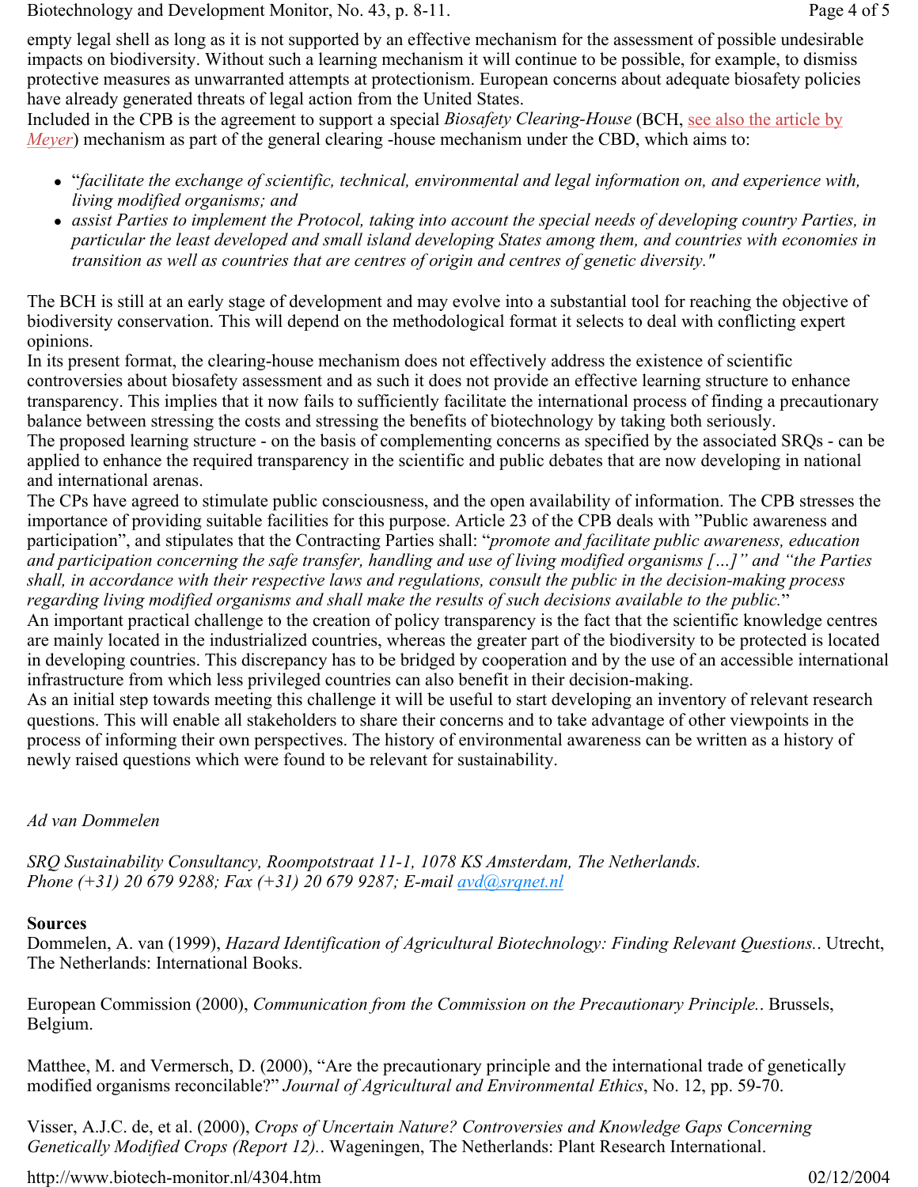empty legal shell as long as it is not supported by an effective mechanism for the assessment of possible undesirable impacts on biodiversity. Without such a learning mechanism it will continue to be possible, for example, to dismiss protective measures as unwarranted attempts at protectionism. European concerns about adequate biosafety policies have already generated threats of legal action from the United States.

Included in the CPB is the agreement to support a special *Biosafety Clearing-House* (BCH, see also the article by Meyer) mechanism as part of the general clearing -house mechanism under the CBD, which aims to:

- "*facilitate the exchange of scientific, technical, environmental and legal information on, and experience with, living modified organisms; and*
- *assist Parties to implement the Protocol, taking into account the special needs of developing country Parties, in particular the least developed and small island developing States among them, and countries with economies in transition as well as countries that are centres of origin and centres of genetic diversity."*

The BCH is still at an early stage of development and may evolve into a substantial tool for reaching the objective of biodiversity conservation. This will depend on the methodological format it selects to deal with conflicting expert opinions.

In its present format, the clearing-house mechanism does not effectively address the existence of scientific controversies about biosafety assessment and as such it does not provide an effective learning structure to enhance transparency. This implies that it now fails to sufficiently facilitate the international process of finding a precautionary balance between stressing the costs and stressing the benefits of biotechnology by taking both seriously.

The proposed learning structure - on the basis of complementing concerns as specified by the associated SRQs - can be applied to enhance the required transparency in the scientific and public debates that are now developing in national and international arenas.

The CPs have agreed to stimulate public consciousness, and the open availability of information. The CPB stresses the importance of providing suitable facilities for this purpose. Article 23 of the CPB deals with "Public awareness and participation", and stipulates that the Contracting Parties shall: "*promote and facilitate public awareness, education and participation concerning the safe transfer, handling and use of living modified organisms […]" and "the Parties shall, in accordance with their respective laws and regulations, consult the public in the decision-making process regarding living modified organisms and shall make the results of such decisions available to the public.*"

An important practical challenge to the creation of policy transparency is the fact that the scientific knowledge centres are mainly located in the industrialized countries, whereas the greater part of the biodiversity to be protected is located in developing countries. This discrepancy has to be bridged by cooperation and by the use of an accessible international infrastructure from which less privileged countries can also benefit in their decision-making.

As an initial step towards meeting this challenge it will be useful to start developing an inventory of relevant research questions. This will enable all stakeholders to share their concerns and to take advantage of other viewpoints in the process of informing their own perspectives. The history of environmental awareness can be written as a history of newly raised questions which were found to be relevant for sustainability.

*Ad van Dommelen*

*SRQ Sustainability Consultancy, Roompotstraat 11-1, 1078 KS Amsterdam, The Netherlands.*
*Phone (+31) 20 679 9288; Fax (+31) 20 679 9287; E-mail avd@srqnet.nl*

**Sources**

Dommelen, A. van (1999), *Hazard Identification of Agricultural Biotechnology: Finding Relevant Questions.*. Utrecht, The Netherlands: International Books.

European Commission (2000), *Communication from the Commission on the Precautionary Principle.*. Brussels, Belgium.

Matthee, M. and Vermersch, D. (2000), "Are the precautionary principle and the international trade of genetically modified organisms reconcilable?" *Journal of Agricultural and Environmental Ethics*, No. 12, pp. 59-70.

Visser, A.J.C. de, et al. (2000), *Crops of Uncertain Nature? Controversies and Knowledge Gaps Concerning Genetically Modified Crops (Report 12).*. Wageningen, The Netherlands: Plant Research International.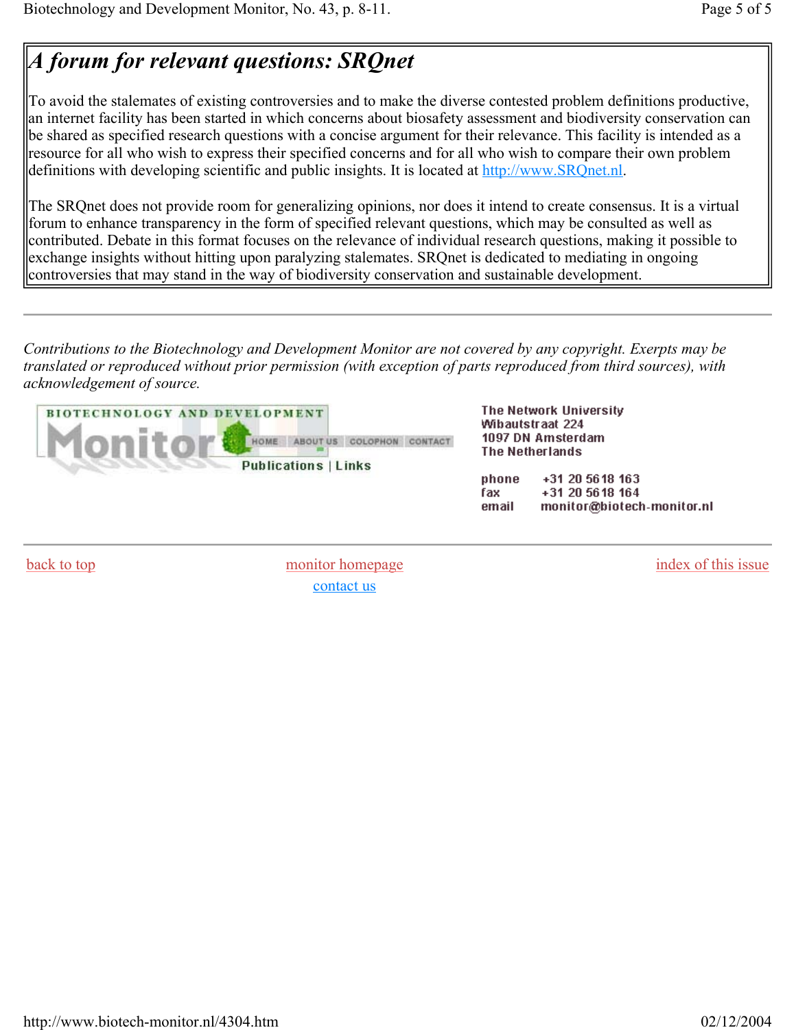## *A forum for relevant questions: SRQnet*

To avoid the stalemates of existing controversies and to make the diverse contested problem definitions productive, an internet facility has been started in which concerns about biosafety assessment and biodiversity conservation can be shared as specified research questions with a concise argument for their relevance. This facility is intended as a resource for all who wish to express their specified concerns and for all who wish to compare their own problem definitions with developing scientific and public insights. It is located at http://www.SRQnet.nl.

The SRQnet does not provide room for generalizing opinions, nor does it intend to create consensus. It is a virtual forum to enhance transparency in the form of specified relevant questions, which may be consulted as well as contributed. Debate in this format focuses on the relevance of individual research questions, making it possible to exchange insights without hitting upon paralyzing stalemates. SRQnet is dedicated to mediating in ongoing controversies that may stand in the way of biodiversity conservation and sustainable development.

---

*Contributions to the Biotechnology and Development Monitor are not covered by any copyright. Exerpts may be translated or reproduced without prior permission (with exception of parts reproduced from third sources), with acknowledgement of source.*

BIOTECHNOLOGY AND DEVELOPMENT Monitor

HOME | ABOUT US | COLOPHON | CONTACT

Publications | Links

The Network University
Wibautstraat 224
1097 DN Amsterdam
The Netherlands

phone +31 20 5618 163
fax +31 20 5618 164
email monitor@biotech-monitor.nl

---

back to top | monitor homepage | index of this issue

contact us